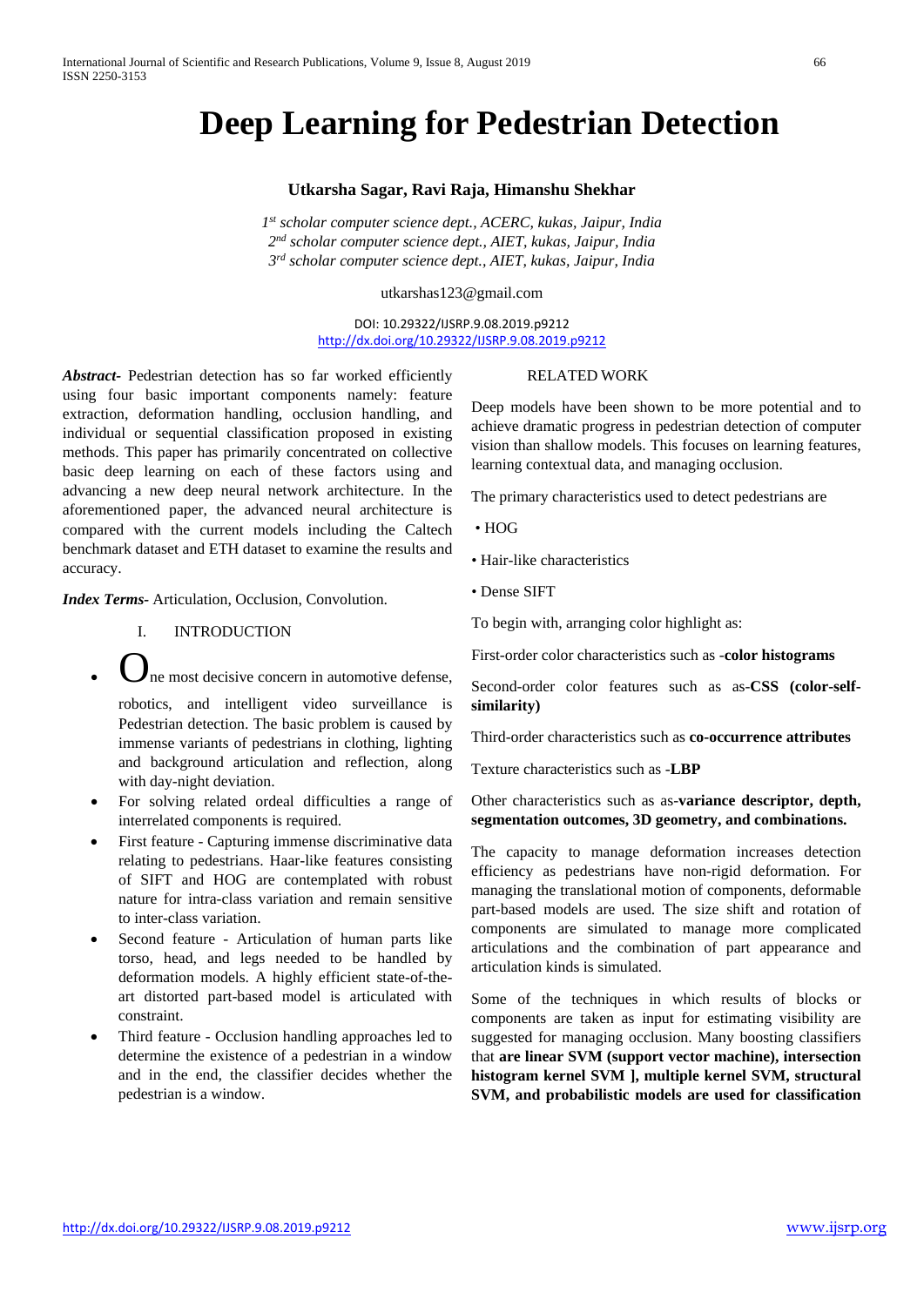# Deep Learning for Pedestrian Detection

**Utkarsha Sagar, Ravi Raja, Himanshu Shekhar**

*1st scholar computer science dept., ACERC, kukas, Jaipur, India*
*2nd scholar computer science dept., AIET, kukas, Jaipur, India*
*3rd scholar computer science dept., AIET, kukas, Jaipur, India*

utkarshas123@gmail.com

DOI: 10.29322/IJSRP.9.08.2019.p9212
http://dx.doi.org/10.29322/IJSRP.9.08.2019.p9212

***Abstract-*** Pedestrian detection has so far worked efficiently using four basic important components namely: feature extraction, deformation handling, occlusion handling, and individual or sequential classification proposed in existing methods. This paper has primarily concentrated on collective basic deep learning on each of these factors using and advancing a new deep neural network architecture. In the aforementioned paper, the advanced neural architecture is compared with the current models including the Caltech benchmark dataset and ETH dataset to examine the results and accuracy.

***Index Terms-*** Articulation, Occlusion, Convolution.

## I. INTRODUCTION

- One most decisive concern in automotive defense, robotics, and intelligent video surveillance is Pedestrian detection. The basic problem is caused by immense variants of pedestrians in clothing, lighting and background and articulation and reflection, along with day-night deviation.
- For solving related ordeal difficulties a range of interrelated components is required.
- First feature - Capturing immense discriminative data relating to pedestrians. Haar-like features consisting of SIFT and HOG are contemplated with robust nature for intra-class variation and remain sensitive to inter-class variation.
- Second feature - Articulation of human parts like torso, head, and legs needed to be handled by deformation models. A highly efficient state-of-the-art distorted part-based model is articulated with constraint.
- Third feature - Occlusion handling approaches led to determine the existence of a pedestrian in a window and in the end, the classifier decides whether the pedestrian is a window.

## RELATED WORK

Deep models have been shown to be more potential and to achieve dramatic progress in pedestrian detection of computer vision than shallow models. This focuses on learning features, learning contextual data, and managing occlusion.

The primary characteristics used to detect pedestrians are

- HOG
- Hair-like characteristics
- Dense SIFT

To begin with, arranging color highlight as:

First-order color characteristics such as -**color histograms**

Second-order color features such as as-**CSS (color-self-similarity)**

Third-order characteristics such as **co-occurrence attributes**

Texture characteristics such as -**LBP**

Other characteristics such as as-**variance descriptor, depth, segmentation outcomes, 3D geometry, and combinations.**

The capacity to manage deformation increases detection efficiency as pedestrians have non-rigid deformation. For managing the translational motion of components, deformable part-based models are used. The size shift and rotation of components are simulated to manage more complicated articulations and the combination of part appearance and articulation kinds is simulated.

Some of the techniques in which results of blocks or components are taken as input for estimating visibility are suggested for managing occlusion. Many boosting classifiers that **are linear SVM (support vector machine), intersection histogram kernel SVM ], multiple kernel SVM, structural SVM, and probabilistic models are used for classification**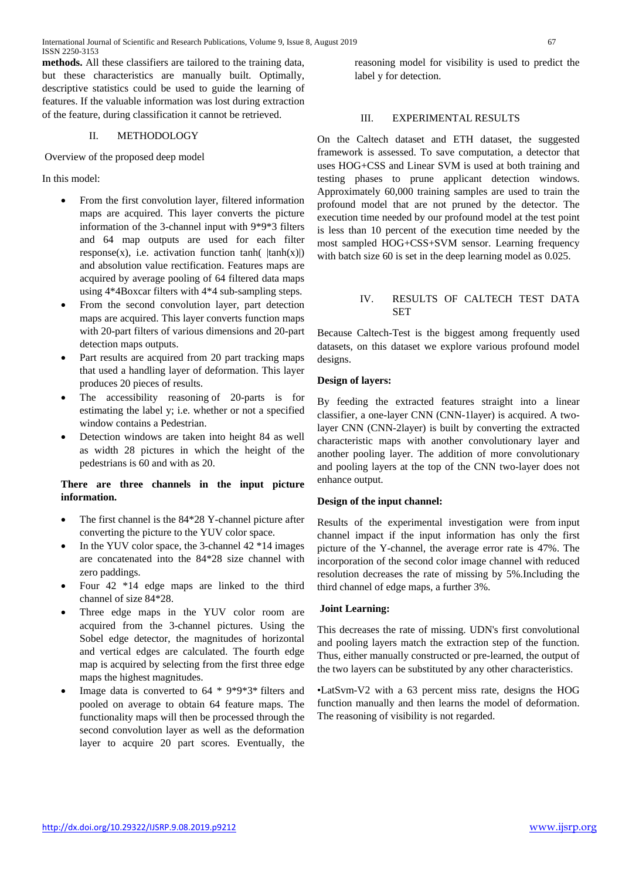**methods.** All these classifiers are tailored to the training data, but these characteristics are manually built. Optimally, descriptive statistics could be used to guide the learning of features. If the valuable information was lost during extraction of the feature, during classification it cannot be retrieved.

## II. METHODOLOGY

Overview of the proposed deep model

In this model:

- From the first convolution layer, filtered information maps are acquired. This layer converts the picture information of the 3-channel input with 9*9*3 filters and 64 map outputs are used for each filter response(x), i.e. activation function tanh( |tanh(x)|) and absolution value rectification. Features maps are acquired by average pooling of 64 filtered data maps using 4*4Boxcar filters with 4*4 sub-sampling steps.
- From the second convolution layer, part detection maps are acquired. This layer converts function maps with 20-part filters of various dimensions and 20-part detection maps outputs.
- Part results are acquired from 20 part tracking maps that used a handling layer of deformation. This layer produces 20 pieces of results.
- The accessibility reasoning of 20-parts is for estimating the label y; i.e. whether or not a specified window contains a Pedestrian.
- Detection windows are taken into height 84 as well as width 28 pictures in which the height of the pedestrians is 60 and with as 20.

**There are three channels in the input picture information.**

- The first channel is the 84*28 Y-channel picture after converting the picture to the YUV color space.
- In the YUV color space, the 3-channel 42 *14 images are concatenated into the 84*28 size channel with zero paddings.
- Four 42 *14 edge maps are linked to the third channel of size 84*28.
- Three edge maps in the YUV color room are acquired from the 3-channel pictures. Using the Sobel edge detector, the magnitudes of horizontal and vertical edges are calculated. The fourth edge map is acquired by selecting from the first three edge maps the highest magnitudes.
- Image data is converted to 64 * 9*9*3* filters and pooled on average to obtain 64 feature maps. The functionality maps will then be processed through the second convolution layer as well as the deformation layer to acquire 20 part scores. Eventually, the reasoning model for visibility is used to predict the label y for detection.

## III. EXPERIMENTAL RESULTS

On the Caltech dataset and ETH dataset, the suggested framework is assessed. To save computation, a detector that uses HOG+CSS and Linear SVM is used at both training and testing phases to prune applicant detection windows. Approximately 60,000 training samples are used to train the profound model that are not pruned by the detector. The execution time needed by our profound model at the test point is less than 10 percent of the execution time needed by the most sampled HOG+CSS+SVM sensor. Learning frequency with batch size 60 is set in the deep learning model as 0.025.

## IV. RESULTS OF CALTECH TEST DATA SET

Because Caltech-Test is the biggest among frequently used datasets, on this dataset we explore various profound model designs.

**Design of layers:**

By feeding the extracted features straight into a linear classifier, a one-layer CNN (CNN-1layer) is acquired. A two-layer CNN (CNN-2layer) is built by converting the extracted characteristic maps with another convolutionary layer and another pooling layer. The addition of more convolutionary and pooling layers at the top of the CNN two-layer does not enhance output.

**Design of the input channel:**

Results of the experimental investigation were from input channel impact if the input information has only the first picture of the Y-channel, the average error rate is 47%. The incorporation of the second color image channel with reduced resolution decreases the rate of missing by 5%.Including the third channel of edge maps, a further 3%.

**Joint Learning:**

This decreases the rate of missing. UDN's first convolutional and pooling layers match the extraction step of the function. Thus, either manually constructed or pre-learned, the output of the two layers can be substituted by any other characteristics.

•LatSvm-V2 with a 63 percent miss rate, designs the HOG function manually and then learns the model of deformation. The reasoning of visibility is not regarded.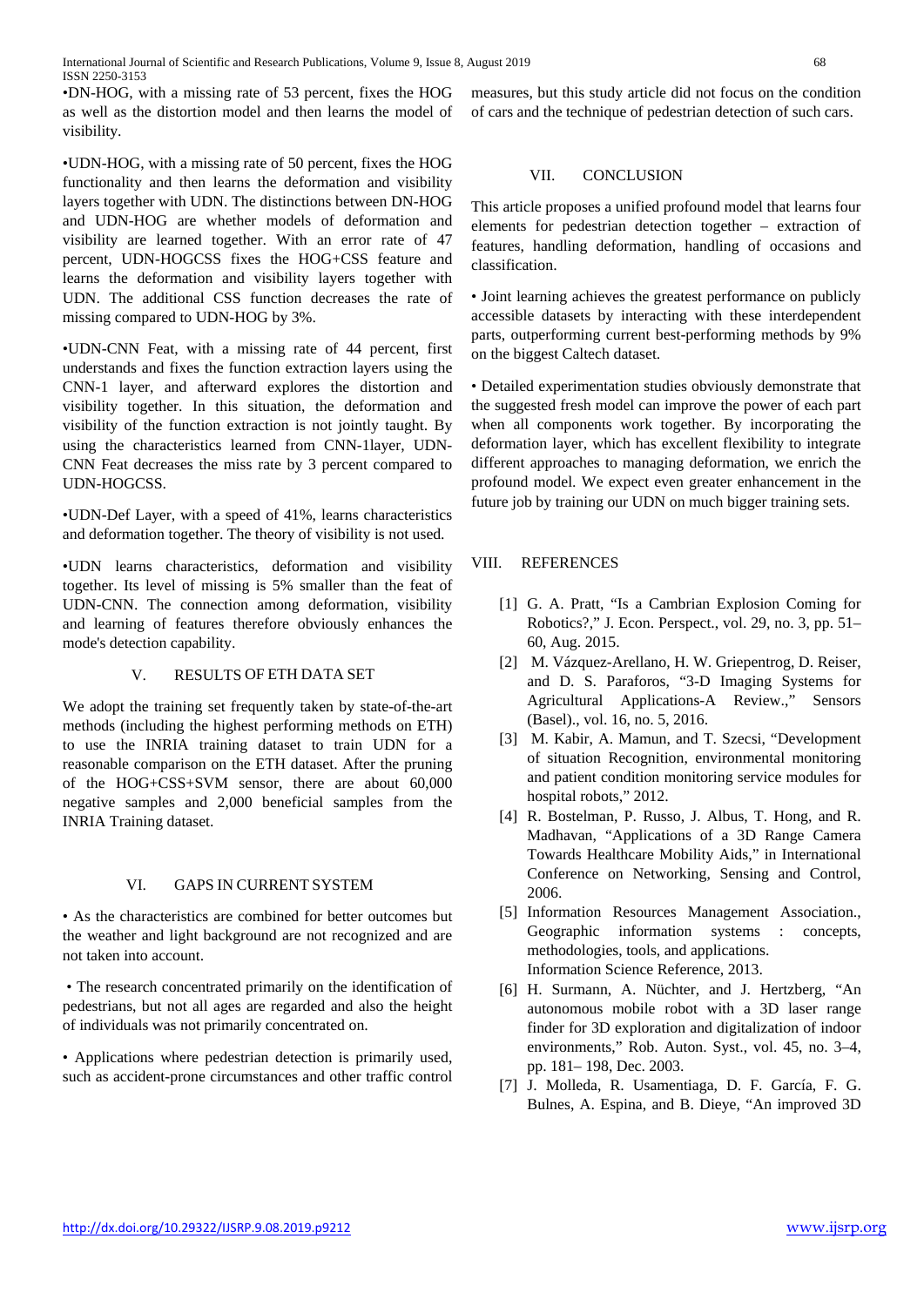•DN-HOG, with a missing rate of 53 percent, fixes the HOG as well as the distortion model and then learns the model of visibility.

•UDN-HOG, with a missing rate of 50 percent, fixes the HOG functionality and then learns the deformation and visibility layers together with UDN. The distinctions between DN-HOG and UDN-HOG are whether models of deformation and visibility are learned together. With an error rate of 47 percent, UDN-HOGCSS fixes the HOG+CSS feature and learns the deformation and visibility layers together with UDN. The additional CSS function decreases the rate of missing compared to UDN-HOG by 3%.

•UDN-CNN Feat, with a missing rate of 44 percent, first understands and fixes the function extraction layers using the CNN-1 layer, and afterward explores the distortion and visibility together. In this situation, the deformation and visibility of the function extraction is not jointly taught. By using the characteristics learned from CNN-1layer, UDN-CNN Feat decreases the miss rate by 3 percent compared to UDN-HOGCSS.

•UDN-Def Layer, with a speed of 41%, learns characteristics and deformation together. The theory of visibility is not used.

•UDN learns characteristics, deformation and visibility together. Its level of missing is 5% smaller than the feat of UDN-CNN. The connection among deformation, visibility and learning of features therefore obviously enhances the mode's detection capability.

## V. RESULTS OF ETH DATA SET

We adopt the training set frequently taken by state-of-the-art methods (including the highest performing methods on ETH) to use the INRIA training dataset to train UDN for a reasonable comparison on the ETH dataset. After the pruning of the HOG+CSS+SVM sensor, there are about 60,000 negative samples and 2,000 beneficial samples from the INRIA Training dataset.

## VI. GAPS IN CURRENT SYSTEM

• As the characteristics are combined for better outcomes but the weather and light background are not recognized and are not taken into account.

• The research concentrated primarily on the identification of pedestrians, but not all ages are regarded and also the height of individuals was not primarily concentrated on.

• Applications where pedestrian detection is primarily used, such as accident-prone circumstances and other traffic control measures, but this study article did not focus on the condition of cars and the technique of pedestrian detection of such cars.

## VII. CONCLUSION

This article proposes a unified profound model that learns four elements for pedestrian detection together – extraction of features, handling deformation, handling of occasions and classification.

• Joint learning achieves the greatest performance on publicly accessible datasets by interacting with these interdependent parts, outperforming current best-performing methods by 9% on the biggest Caltech dataset.

• Detailed experimentation studies obviously demonstrate that the suggested fresh model can improve the power of each part when all components work together. By incorporating the deformation layer, which has excellent flexibility to integrate different approaches to managing deformation, we enrich the profound model. We expect even greater enhancement in the future job by training our UDN on much bigger training sets.

## VIII. REFERENCES

[1] G. A. Pratt, "Is a Cambrian Explosion Coming for Robotics?," J. Econ. Perspect., vol. 29, no. 3, pp. 51–60, Aug. 2015.

[2] M. Vázquez-Arellano, H. W. Griepentrog, D. Reiser, and D. S. Paraforos, "3-D Imaging Systems for Agricultural Applications-A Review.," Sensors (Basel)., vol. 16, no. 5, 2016.

[3] M. Kabir, A. Mamun, and T. Szecsi, "Development of situation Recognition, environmental monitoring and patient condition monitoring service modules for hospital robots," 2012.

[4] R. Bostelman, P. Russo, J. Albus, T. Hong, and R. Madhavan, "Applications of a 3D Range Camera Towards Healthcare Mobility Aids," in International Conference on Networking, Sensing and Control, 2006.

[5] Information Resources Management Association., Geographic information systems : concepts, methodologies, tools, and applications. Information Science Reference, 2013.

[6] H. Surmann, A. Nüchter, and J. Hertzberg, "An autonomous mobile robot with a 3D laser range finder for 3D exploration and digitalization of indoor environments," Rob. Auton. Syst., vol. 45, no. 3–4, pp. 181– 198, Dec. 2003.

[7] J. Molleda, R. Usamentiaga, D. F. García, F. G. Bulnes, A. Espina, and B. Dieye, "An improved 3D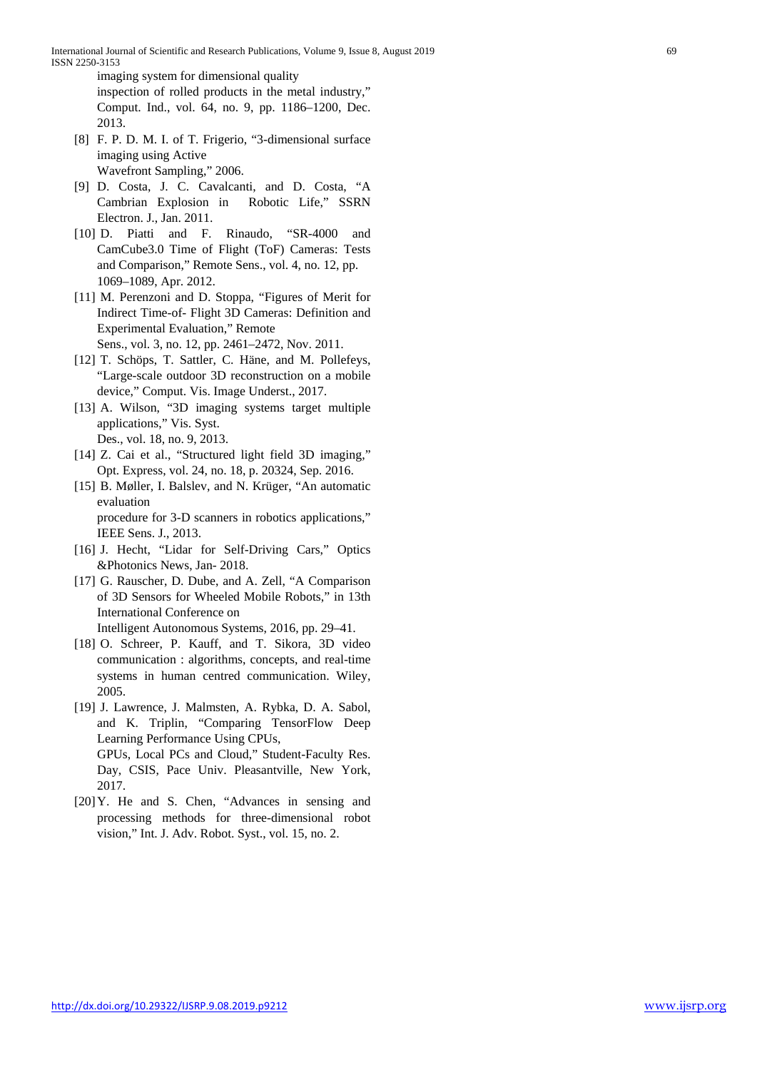imaging system for dimensional quality inspection of rolled products in the metal industry," Comput. Ind., vol. 64, no. 9, pp. 1186–1200, Dec. 2013.

[8] F. P. D. M. I. of T. Frigerio, "3-dimensional surface imaging using Active Wavefront Sampling," 2006.

[9] D. Costa, J. C. Cavalcanti, and D. Costa, "A Cambrian Explosion in Robotic Life," SSRN Electron. J., Jan. 2011.

[10] D. Piatti and F. Rinaudo, "SR-4000 and CamCube3.0 Time of Flight (ToF) Cameras: Tests and Comparison," Remote Sens., vol. 4, no. 12, pp. 1069–1089, Apr. 2012.

[11] M. Perenzoni and D. Stoppa, "Figures of Merit for Indirect Time-of- Flight 3D Cameras: Definition and Experimental Evaluation," Remote Sens., vol. 3, no. 12, pp. 2461–2472, Nov. 2011.

[12] T. Schöps, T. Sattler, C. Häne, and M. Pollefeys, "Large-scale outdoor 3D reconstruction on a mobile device," Comput. Vis. Image Underst., 2017.

[13] A. Wilson, "3D imaging systems target multiple applications," Vis. Syst. Des., vol. 18, no. 9, 2013.

[14] Z. Cai et al., "Structured light field 3D imaging," Opt. Express, vol. 24, no. 18, p. 20324, Sep. 2016.

[15] B. Møller, I. Balslev, and N. Krüger, "An automatic evaluation procedure for 3-D scanners in robotics applications," IEEE Sens. J., 2013.

[16] J. Hecht, "Lidar for Self-Driving Cars," Optics &Photonics News, Jan- 2018.

[17] G. Rauscher, D. Dube, and A. Zell, "A Comparison of 3D Sensors for Wheeled Mobile Robots," in 13th International Conference on Intelligent Autonomous Systems, 2016, pp. 29–41.

[18] O. Schreer, P. Kauff, and T. Sikora, 3D video communication : algorithms, concepts, and real-time systems in human centred communication. Wiley, 2005.

[19] J. Lawrence, J. Malmsten, A. Rybka, D. A. Sabol, and K. Triplin, "Comparing TensorFlow Deep Learning Performance Using CPUs, GPUs, Local PCs and Cloud," Student-Faculty Res. Day, CSIS, Pace Univ. Pleasantville, New York, 2017.

[20] Y. He and S. Chen, "Advances in sensing and processing methods for three-dimensional robot vision," Int. J. Adv. Robot. Syst., vol. 15, no. 2.